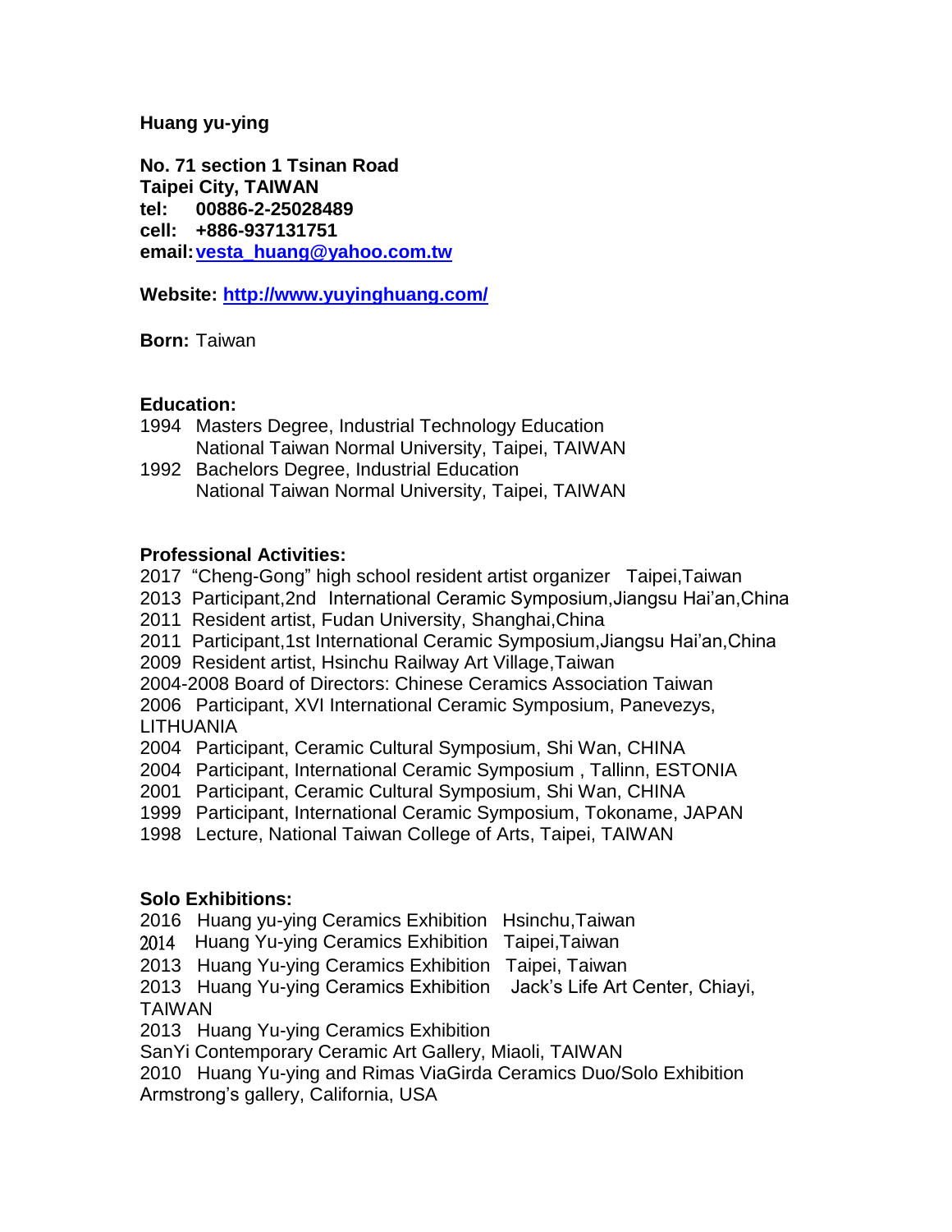**Huang yu-ying**

**No. 71 section 1 Tsinan Road**
**Taipei City, TAIWAN**
**tel: 00886-2-25028489**
**cell: +886-937131751**
**email: [vesta_huang@yahoo.com.tw](mailto:vesta_huang@yahoo.com.tw)**

**Website: [http://www.yuyinghuang.com/](http://www.yuyinghuang.com/)**

**Born:** Taiwan

**Education:**

1994 Masters Degree, Industrial Technology Education
National Taiwan Normal University, Taipei, TAIWAN

1992 Bachelors Degree, Industrial Education
National Taiwan Normal University, Taipei, TAIWAN

**Professional Activities:**

2017 "Cheng-Gong" high school resident artist organizer Taipei,Taiwan
2013 Participant,2nd International Ceramic Symposium,Jiangsu Hai'an,China
2011 Resident artist, Fudan University, Shanghai,China
2011 Participant,1st International Ceramic Symposium,Jiangsu Hai'an,China
2009 Resident artist, Hsinchu Railway Art Village,Taiwan
2004-2008 Board of Directors: Chinese Ceramics Association Taiwan
2006 Participant, XVI International Ceramic Symposium, Panevezys, LITHUANIA
2004 Participant, Ceramic Cultural Symposium, Shi Wan, CHINA
2004 Participant, International Ceramic Symposium , Tallinn, ESTONIA
2001 Participant, Ceramic Cultural Symposium, Shi Wan, CHINA
1999 Participant, International Ceramic Symposium, Tokoname, JAPAN
1998 Lecture, National Taiwan College of Arts, Taipei, TAIWAN

**Solo Exhibitions:**

2016 Huang yu-ying Ceramics Exhibition Hsinchu,Taiwan
2014 Huang Yu-ying Ceramics Exhibition Taipei,Taiwan
2013 Huang Yu-ying Ceramics Exhibition Taipei, Taiwan
2013 Huang Yu-ying Ceramics Exhibition Jack's Life Art Center, Chiayi, TAIWAN
2013 Huang Yu-ying Ceramics Exhibition
SanYi Contemporary Ceramic Art Gallery, Miaoli, TAIWAN
2010 Huang Yu-ying and Rimas ViaGirda Ceramics Duo/Solo Exhibition
Armstrong's gallery, California, USA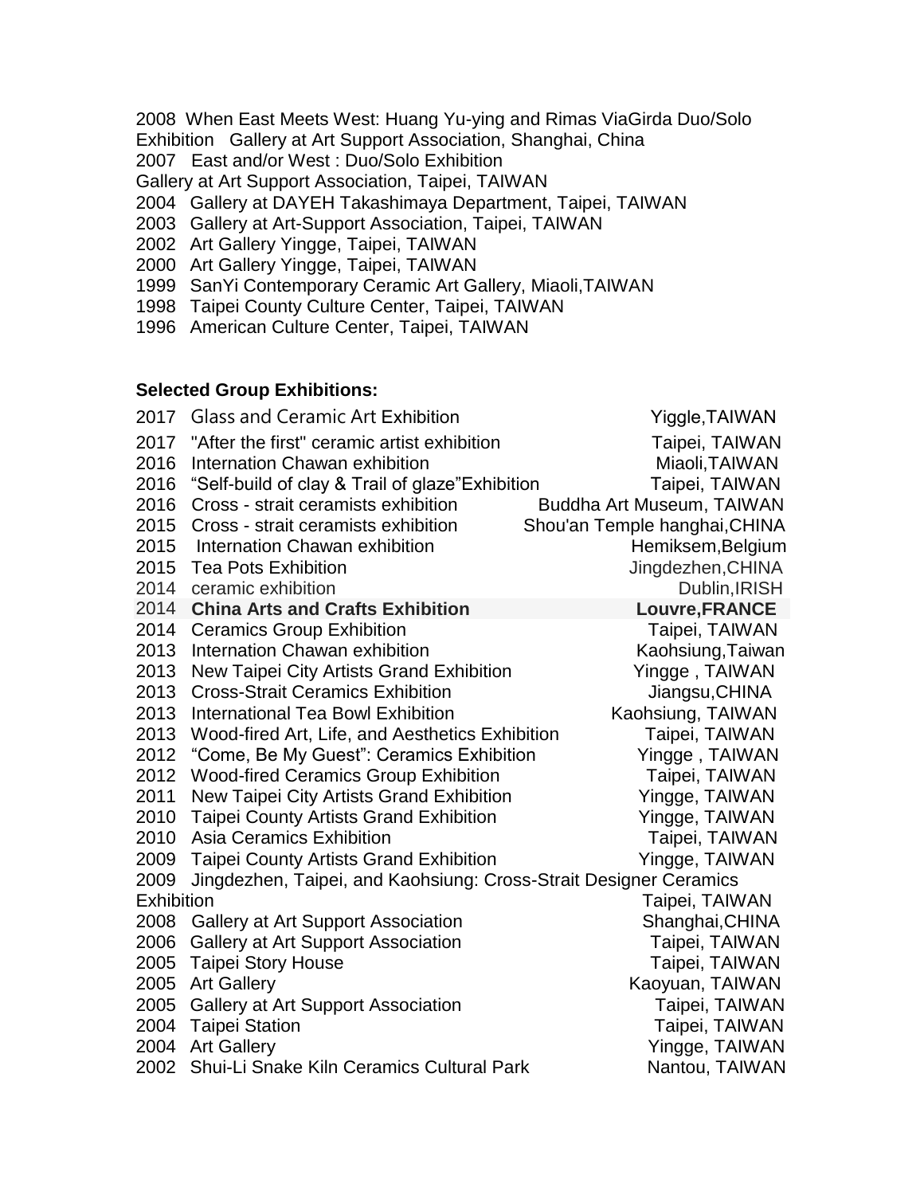2008 When East Meets West: Huang Yu-ying and Rimas ViaGirda Duo/Solo Exhibition Gallery at Art Support Association, Shanghai, China
2007 East and/or West : Duo/Solo Exhibition
Gallery at Art Support Association, Taipei, TAIWAN
2004 Gallery at DAYEH Takashimaya Department, Taipei, TAIWAN
2003 Gallery at Art-Support Association, Taipei, TAIWAN
2002 Art Gallery Yingge, Taipei, TAIWAN
2000 Art Gallery Yingge, Taipei, TAIWAN
1999 SanYi Contemporary Ceramic Art Gallery, Miaoli,TAIWAN
1998 Taipei County Culture Center, Taipei, TAIWAN
1996 American Culture Center, Taipei, TAIWAN

**Selected Group Exhibitions:**

2017 Glass and Ceramic Art Exhibition — Yiggle,TAIWAN
2017 "After the first" ceramic artist exhibition — Taipei, TAIWAN
2016 Internation Chawan exhibition — Miaoli,TAIWAN
2016 “Self-build of clay & Trail of glaze”Exhibition — Taipei, TAIWAN
2016 Cross - strait ceramists exhibition — Buddha Art Museum, TAIWAN
2015 Cross - strait ceramists exhibition — Shou'an Temple hanghai,CHINA
2015 Internation Chawan exhibition — Hemiksem,Belgium
2015 Tea Pots Exhibition — Jingdezhen,CHINA
2014 ceramic exhibition — Dublin,IRISH
2014 **China Arts and Crafts Exhibition — Louvre,FRANCE**
2014 Ceramics Group Exhibition — Taipei, TAIWAN
2013 Internation Chawan exhibition — Kaohsiung,Taiwan
2013 New Taipei City Artists Grand Exhibition — Yingge , TAIWAN
2013 Cross-Strait Ceramics Exhibition — Jiangsu,CHINA
2013 International Tea Bowl Exhibition — Kaohsiung, TAIWAN
2013 Wood-fired Art, Life, and Aesthetics Exhibition — Taipei, TAIWAN
2012 “Come, Be My Guest”: Ceramics Exhibition — Yingge , TAIWAN
2012 Wood-fired Ceramics Group Exhibition — Taipei, TAIWAN
2011 New Taipei City Artists Grand Exhibition — Yingge, TAIWAN
2010 Taipei County Artists Grand Exhibition — Yingge, TAIWAN
2010 Asia Ceramics Exhibition — Taipei, TAIWAN
2009 Taipei County Artists Grand Exhibition — Yingge, TAIWAN
2009 Jingdezhen, Taipei, and Kaohsiung: Cross-Strait Designer Ceramics Exhibition — Taipei, TAIWAN
2008 Gallery at Art Support Association — Shanghai,CHINA
2006 Gallery at Art Support Association — Taipei, TAIWAN
2005 Taipei Story House — Taipei, TAIWAN
2005 Art Gallery — Kaoyuan, TAIWAN
2005 Gallery at Art Support Association — Taipei, TAIWAN
2004 Taipei Station — Taipei, TAIWAN
2004 Art Gallery — Yingge, TAIWAN
2002 Shui-Li Snake Kiln Ceramics Cultural Park — Nantou, TAIWAN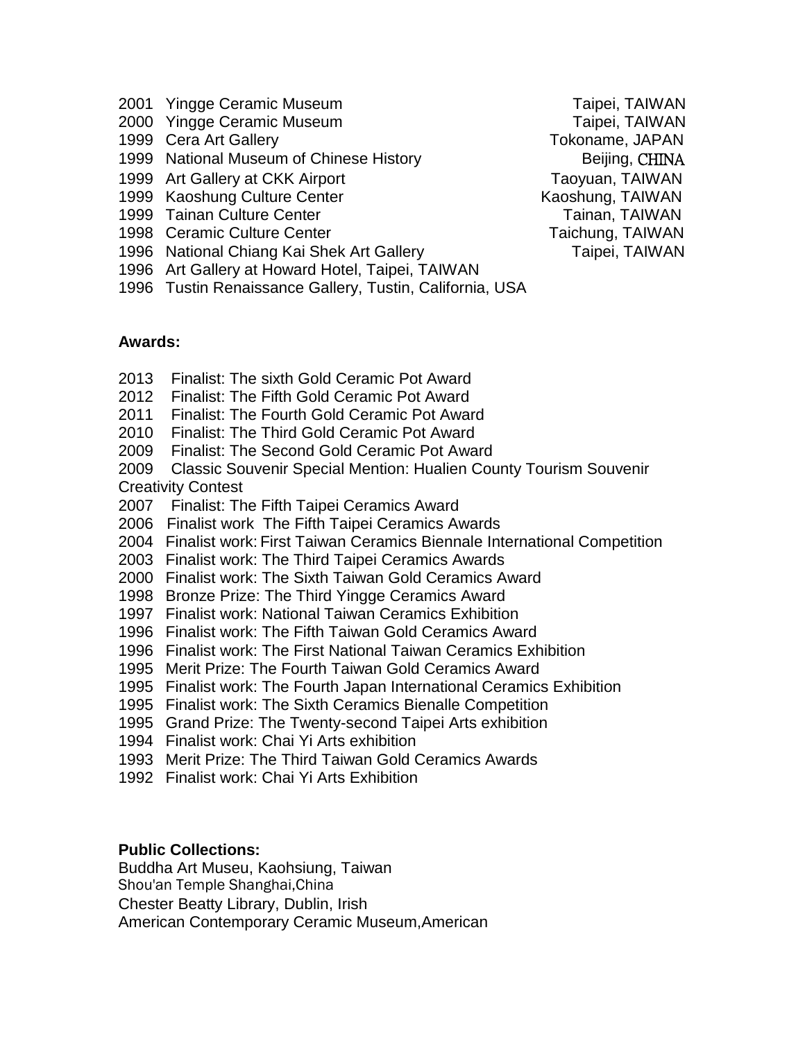2001 Yingge Ceramic Museum Taipei, TAIWAN
2000 Yingge Ceramic Museum Taipei, TAIWAN
1999 Cera Art Gallery Tokoname, JAPAN
1999 National Museum of Chinese History Beijing, CHINA
1999 Art Gallery at CKK Airport Taoyuan, TAIWAN
1999 Kaoshung Culture Center Kaoshung, TAIWAN
1999 Tainan Culture Center Tainan, TAIWAN
1998 Ceramic Culture Center Taichung, TAIWAN
1996 National Chiang Kai Shek Art Gallery Taipei, TAIWAN
1996 Art Gallery at Howard Hotel, Taipei, TAIWAN
1996 Tustin Renaissance Gallery, Tustin, California, USA

**Awards:**

2013 Finalist: The sixth Gold Ceramic Pot Award
2012 Finalist: The Fifth Gold Ceramic Pot Award
2011 Finalist: The Fourth Gold Ceramic Pot Award
2010 Finalist: The Third Gold Ceramic Pot Award
2009 Finalist: The Second Gold Ceramic Pot Award
2009 Classic Souvenir Special Mention: Hualien County Tourism Souvenir Creativity Contest
2007 Finalist: The Fifth Taipei Ceramics Award
2006 Finalist work The Fifth Taipei Ceramics Awards
2004 Finalist work: First Taiwan Ceramics Biennale International Competition
2003 Finalist work: The Third Taipei Ceramics Awards
2000 Finalist work: The Sixth Taiwan Gold Ceramics Award
1998 Bronze Prize: The Third Yingge Ceramics Award
1997 Finalist work: National Taiwan Ceramics Exhibition
1996 Finalist work: The Fifth Taiwan Gold Ceramics Award
1996 Finalist work: The First National Taiwan Ceramics Exhibition
1995 Merit Prize: The Fourth Taiwan Gold Ceramics Award
1995 Finalist work: The Fourth Japan International Ceramics Exhibition
1995 Finalist work: The Sixth Ceramics Bienalle Competition
1995 Grand Prize: The Twenty-second Taipei Arts exhibition
1994 Finalist work: Chai Yi Arts exhibition
1993 Merit Prize: The Third Taiwan Gold Ceramics Awards
1992 Finalist work: Chai Yi Arts Exhibition

**Public Collections:**

Buddha Art Museu, Kaohsiung, Taiwan
Shou'an Temple Shanghai,China
Chester Beatty Library, Dublin, Irish
American Contemporary Ceramic Museum,American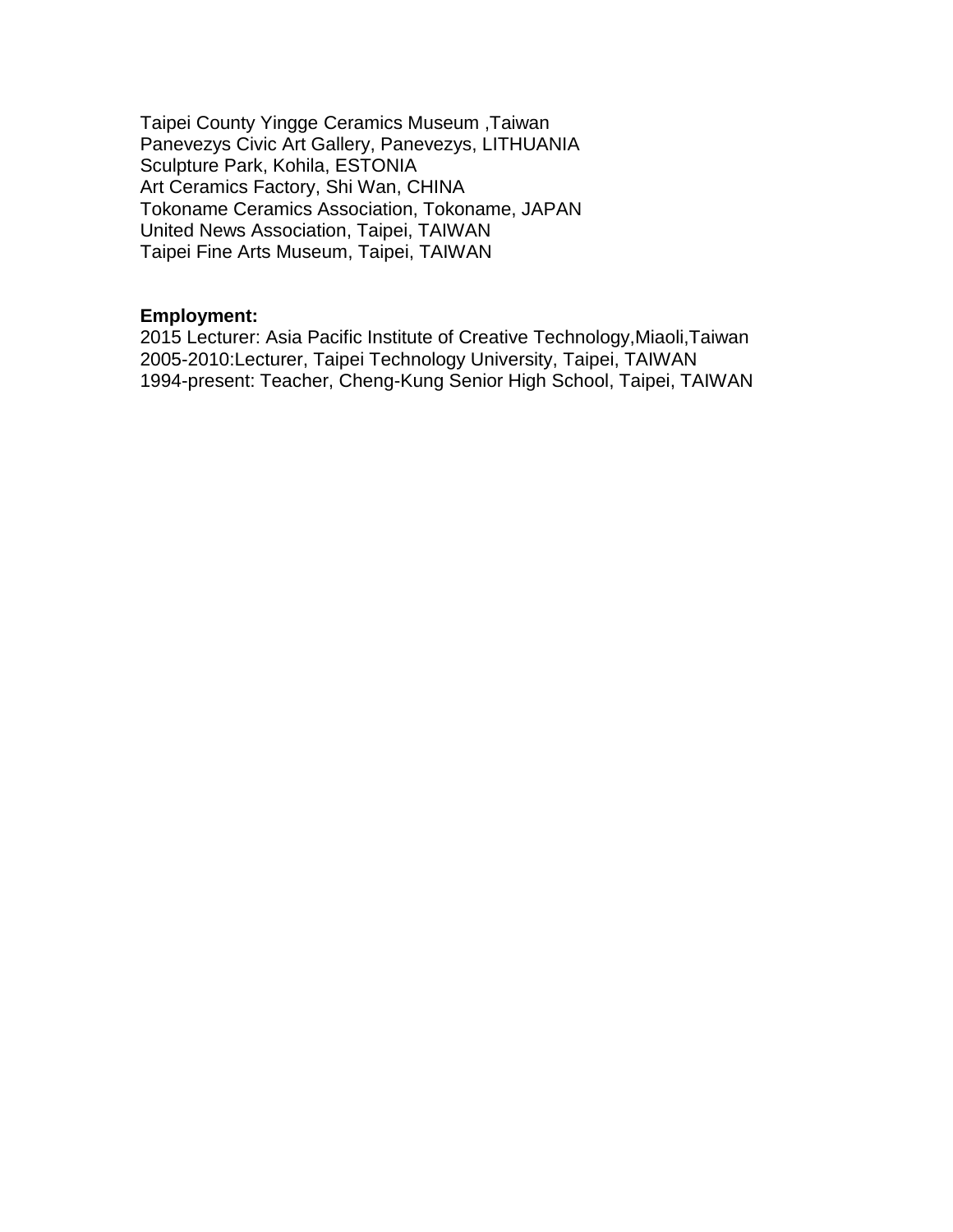Taipei County Yingge Ceramics Museum ,Taiwan
Panevezys Civic Art Gallery, Panevezys, LITHUANIA
Sculpture Park, Kohila, ESTONIA
Art Ceramics Factory, Shi Wan, CHINA
Tokoname Ceramics Association, Tokoname, JAPAN
United News Association, Taipei, TAIWAN
Taipei Fine Arts Museum, Taipei, TAIWAN

**Employment:**
2015 Lecturer: Asia Pacific Institute of Creative Technology,Miaoli,Taiwan
2005-2010:Lecturer, Taipei Technology University, Taipei, TAIWAN
1994-present: Teacher, Cheng-Kung Senior High School, Taipei, TAIWAN